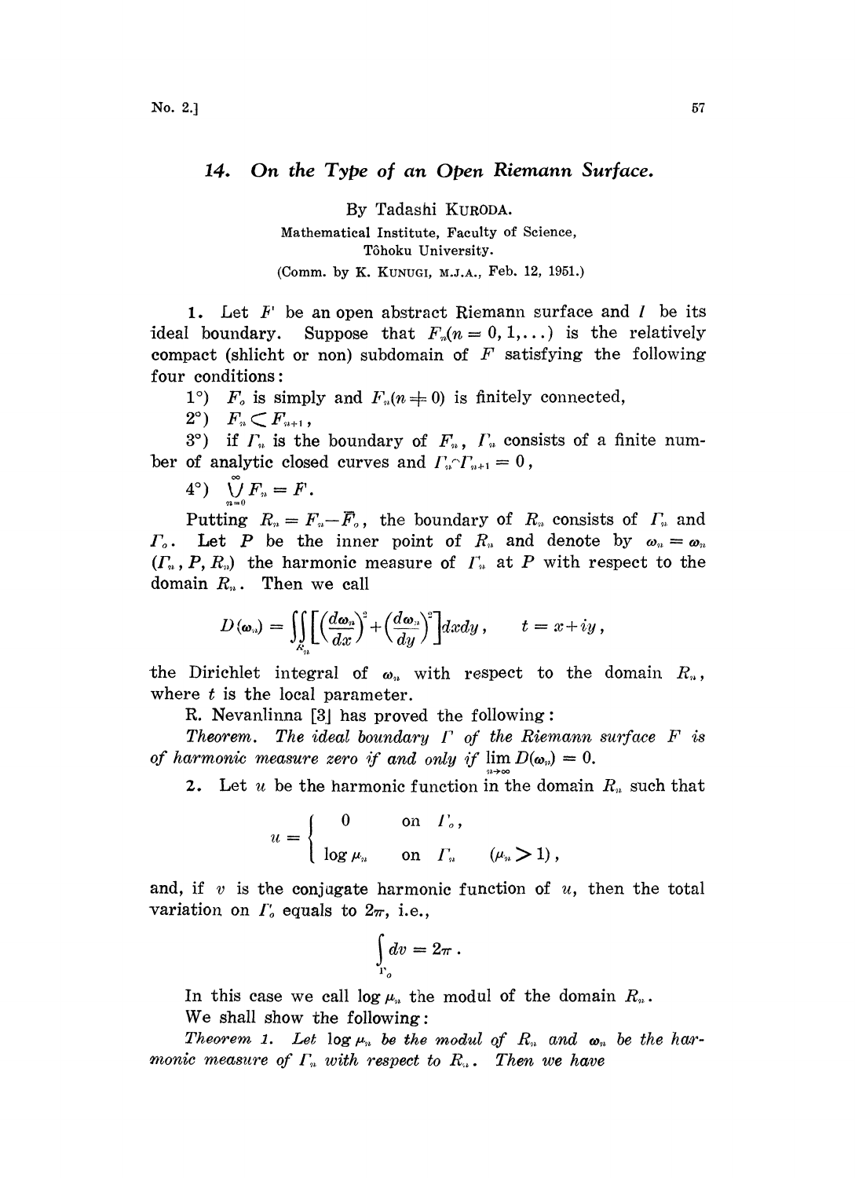## 14. On the Type of an Open Riemann Surface.

By Tadashi KURODA.

Mathematical Institute, Faculty of Science, Tôhoku University.

(Comm. by K. KUNUGI, M.J.A., Feb. 12, 1951.)

**1.** Let $F$ be an open abstract Riemann surface and $I$ be its ideal boundary. Suppose that $F_n (n = 0, 1, \dots)$ is the relatively compact (shlicht or non) subdomain of $F$ satisfying the following four conditions:

1°) $F_o$ is simply and $F_n (n \neq 0)$ is finitely connected,

2°) $F_n \subset F_{n+1}$,

3°) if $\Gamma_n$ is the boundary of $F_n$, $\Gamma_n$ consists of a finite number of analytic closed curves and $\Gamma_n \frown \Gamma_{n+1} = 0$,

4°) $\bigcup_{n=0}^{\infty} F_n = F$.

Putting $R_n = F_n - \bar{F}_o$, the boundary of $R_n$ consists of $\Gamma_n$ and $\Gamma_o$. Let $P$ be the inner point of $R_n$ and denote by $\omega_n = \omega_n (\Gamma_n, P, R_n)$ the harmonic measure of $\Gamma_n$ at $P$ with respect to the domain $R_n$. Then we call

$$D(\omega_n) = \iint_{R_n} \left[ \left( \frac{d\omega_n}{dx} \right)^2 + \left( \frac{d\omega_n}{dy} \right)^2 \right] dxdy, \qquad t = x + iy,$$

the Dirichlet integral of $\omega_n$ with respect to the domain $R_n$, where $t$ is the local parameter.

R. Nevanlinna [3] has proved the following:

*Theorem. The ideal boundary $\Gamma$ of the Riemann surface $F$ is of harmonic measure zero if and only if* $\lim_{n\to\infty} D(\omega_n) = 0$.

**2.** Let $u$ be the harmonic function in the domain $R_n$ such that

$$u = \begin{cases} 0 & \text{on } \Gamma_o, \\ \log \mu_n & \text{on } \Gamma_n \quad (\mu_n > 1), \end{cases}$$

and, if $v$ is the conjugate harmonic function of $u$, then the total variation on $\Gamma_o$ equals to $2\pi$, i.e.,

$$\int_{\Gamma_o} dv = 2\pi .$$

In this case we call $\log \mu_n$ the modul of the domain $R_n$.

We shall show the following:

*Theorem 1. Let $\log \mu_n$ be the modul of $R_n$ and $\omega_n$ be the harmonic measure of $\Gamma_n$ with respect to $R_n$. Then we have*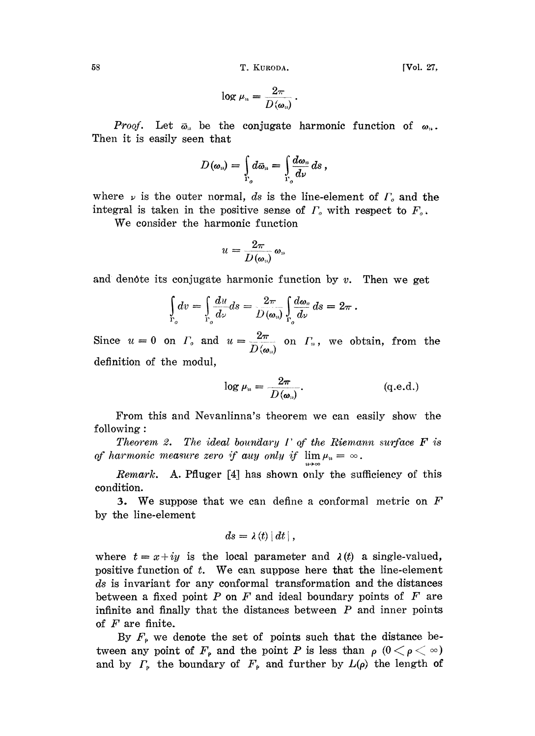$$\log \mu_n = \frac{2\pi}{D(\omega_n)}.$$

*Proof.* Let $\bar{\omega}_n$ be the conjugate harmonic function of $\omega_n$. Then it is easily seen that

$$D(\omega_n) = \int_{\Gamma_0} d\bar{\omega}_n = \int_{\Gamma_0} \frac{d\omega_n}{d\nu} ds,$$

where $\nu$ is the outer normal, $ds$ is the line-element of $\Gamma_0$ and the integral is taken in the positive sense of $\Gamma_0$ with respect to $F_0$.

We consider the harmonic function

$$u = \frac{2\pi}{D(\omega_n)} \omega_n$$

and denôte its conjugate harmonic function by $v$. Then we get

$$\int_{\Gamma_0} dv = \int_{\Gamma_0} \frac{du}{d\nu} ds = \frac{2\pi}{D(\omega_n)} \int_{\Gamma_0} \frac{d\omega_n}{d\nu} ds = 2\pi.$$

Since $u = 0$ on $\Gamma_0$ and $u = \dfrac{2\pi}{D(\omega_n)}$ on $\Gamma_n$, we obtain, from the definition of the modul,

$$\log \mu_n = \frac{2\pi}{D(\omega_n)}. \qquad \text{(q.e.d.)}$$

From this and Nevanlinna's theorem we can easily show the following:

*Theorem 2. The ideal boundary $\Gamma$ of the Riemann surface $F$ is of harmonic measure zero if and only if $\lim_{n\to\infty} \mu_n = \infty$.*

*Remark.* A. Pfluger [4] has shown only the sufficiency of this condition.

**3.** We suppose that we can define a conformal metric on $F$ by the line-element

$$ds = \lambda(t)\,|dt|,$$

where $t = x + iy$ is the local parameter and $\lambda(t)$ a single-valued, positive function of $t$. We can suppose here that the line-element $ds$ is invariant for any conformal transformation and the distances between a fixed point $P$ on $F$ and ideal boundary points of $F$ are infinite and finally that the distances between $P$ and inner points of $F$ are finite.

By $F_\rho$ we denote the set of points such that the distance between any point of $F_\rho$ and the point $P$ is less than $\rho$ $(0 < \rho < \infty)$ and by $\Gamma_\rho$ the boundary of $F_\rho$ and further by $L(\rho)$ the length of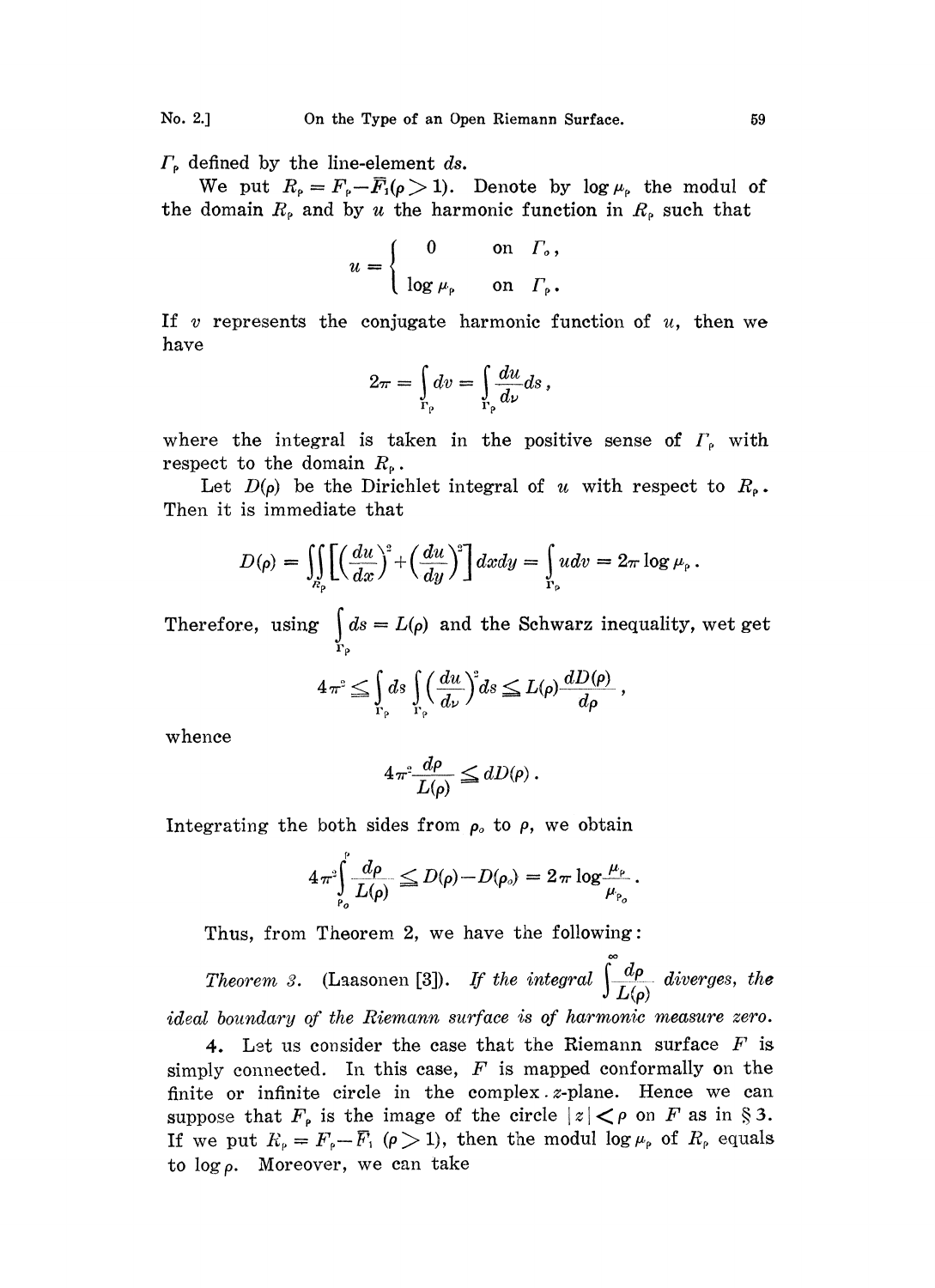$\Gamma_\rho$ defined by the line-element $ds$.

We put $R_\rho = F_\rho - \bar{F}_1 (\rho > 1)$. Denote by $\log \mu_\rho$ the modul of the domain $R_\rho$ and by $u$ the harmonic function in $R_\rho$ such that

$$u = \begin{cases} 0 & \text{on } \Gamma_o, \\ \log \mu_\rho & \text{on } \Gamma_\rho. \end{cases}$$

If $v$ represents the conjugate harmonic function of $u$, then we have

$$2\pi = \int_{\Gamma_\rho} dv = \int_{\Gamma_\rho} \frac{du}{d\nu} ds,$$

where the integral is taken in the positive sense of $\Gamma_\rho$ with respect to the domain $R_\rho$.

Let $D(\rho)$ be the Dirichlet integral of $u$ with respect to $R_\rho$. Then it is immediate that

$$D(\rho) = \iint_{R_\rho} \left[ \left( \frac{du}{dx} \right)^2 + \left( \frac{du}{dy} \right)^2 \right] dxdy = \int_{\Gamma_\rho} u dv = 2\pi \log \mu_\rho.$$

Therefore, using $\int_{\Gamma_\rho} ds = L(\rho)$ and the Schwarz inequality, wet get

$$4\pi^2 \leq \int_{\Gamma_\rho} ds \int_{\Gamma_\rho} \left( \frac{du}{d\nu} \right)^2 ds \leq L(\rho) \frac{dD(\rho)}{d\rho},$$

whence

$$4\pi^2 \frac{d\rho}{L(\rho)} \leq dD(\rho).$$

Integrating the both sides from $\rho_o$ to $\rho$, we obtain

$$4\pi^2 \int_{\rho_o}^{\rho} \frac{d\rho}{L(\rho)} \leq D(\rho) - D(\rho_o) = 2\pi \log \frac{\mu_\rho}{\mu_{\rho_o}}.$$

Thus, from Theorem 2, we have the following:

*Theorem 3.* (Laasonen [3]). *If the integral* $\int^{\infty} \frac{d\rho}{L(\rho)}$ *diverges, the ideal boundary of the Riemann surface is of harmonic measure zero.*

4. Let us consider the case that the Riemann surface $F$ is simply connected. In this case, $F$ is mapped conformally on the finite or infinite circle in the complex $z$-plane. Hence we can suppose that $F_\rho$ is the image of the circle $|z| < \rho$ on $F$ as in § 3. If we put $R_\rho = F_\rho - \bar{F}_1$ $(\rho > 1)$, then the modul $\log \mu_\rho$ of $R_\rho$ equals to $\log \rho$. Moreover, we can take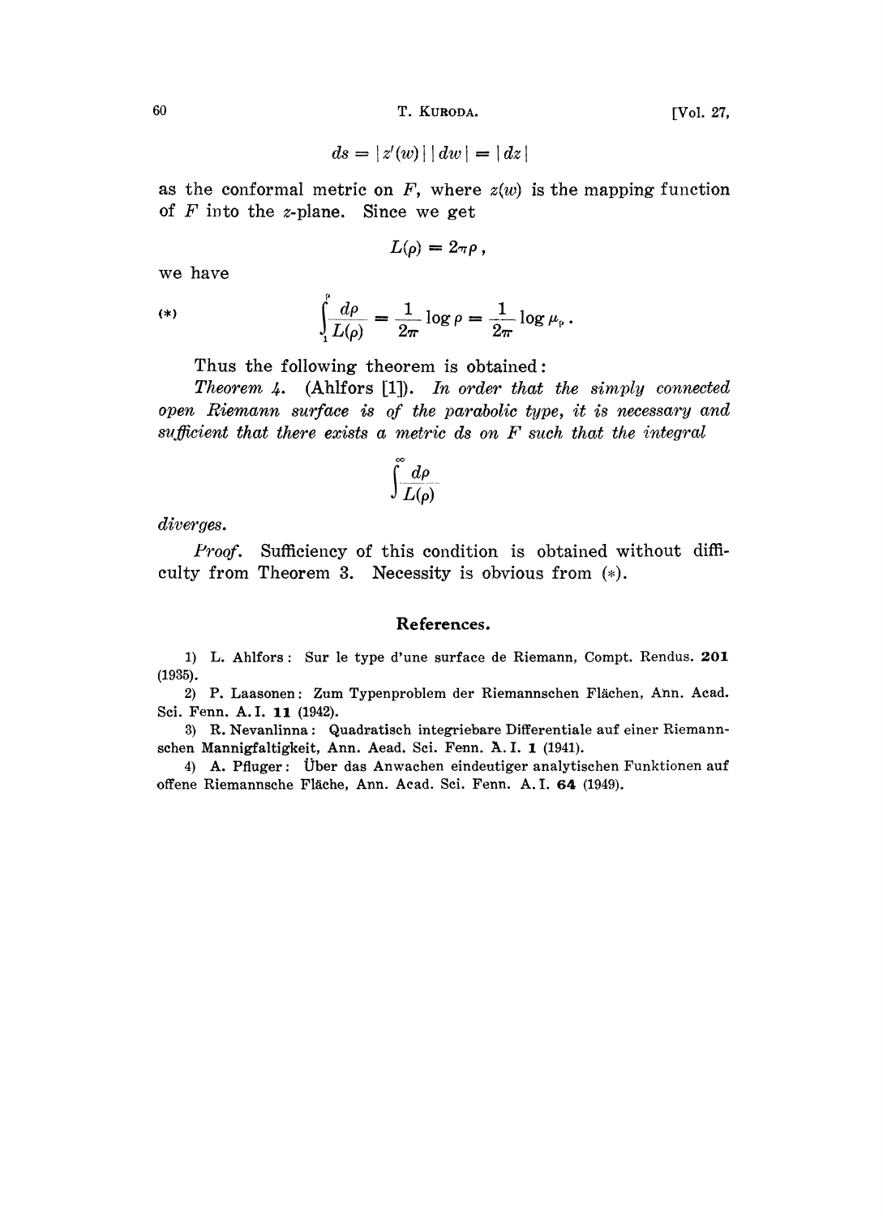$$ds = |z'(w)|\,|dw| = |dz|$$

as the conformal metric on $F$, where $z(w)$ is the mapping function of $F$ into the $z$-plane. Since we get

$$L(\rho) = 2\pi\rho\,,$$

we have

$$\int_1^\rho \frac{d\rho}{L(\rho)} = \frac{1}{2\pi}\log\rho = \frac{1}{2\pi}\log\mu_\rho\,. \tag{*}$$

Thus the following theorem is obtained:

*Theorem 4.* (Ahlfors [1]). *In order that the simply connected open Riemann surface is of the parabolic type, it is necessary and sufficient that there exists a metric ds on F such that the integral*

$$\int^\infty \frac{d\rho}{L(\rho)}$$

*diverges.*

*Proof.* Sufficiency of this condition is obtained without difficulty from Theorem 3. Necessity is obvious from (*).

## References.

1) L. Ahlfors: Sur le type d'une surface de Riemann, Compt. Rendus. **201** (1935).

2) P. Laasonen: Zum Typenproblem der Riemannschen Flächen, Ann. Acad. Sci. Fenn. A. I. **11** (1942).

3) R. Nevanlinna: Quadratisch integriebare Differentiale auf einer Riemannschen Mannigfaltigkeit, Ann. Aead. Sci. Fenn. A. I. **1** (1941).

4) A. Pfluger: Über das Anwachen eindeutiger analytischen Funktionen auf offene Riemannsche Fläche, Ann. Acad. Sci. Fenn. A. I. **64** (1949).